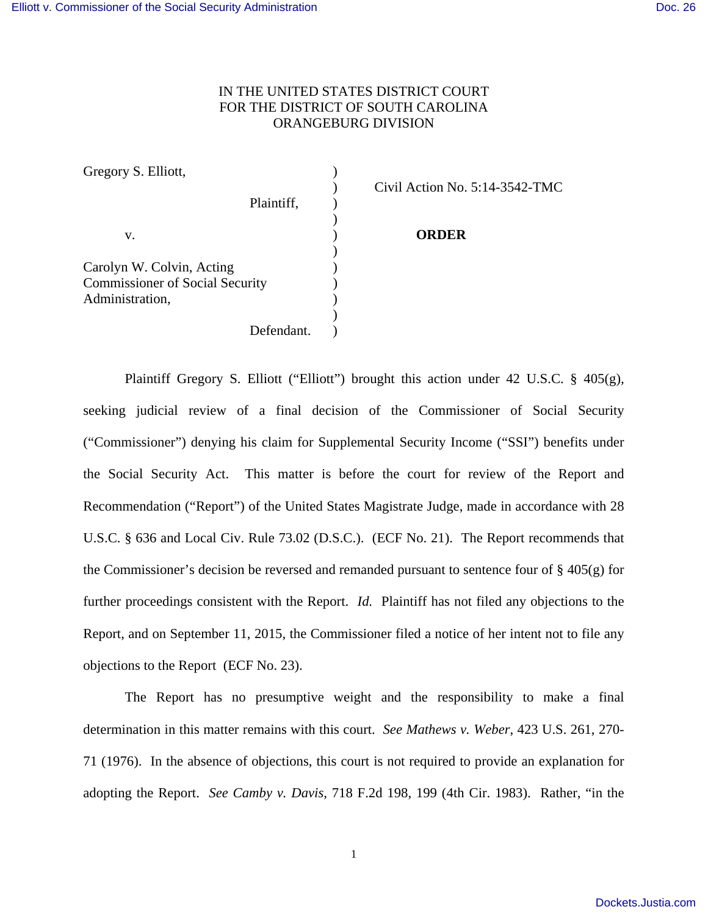IN THE UNITED STATES DISTRICT COURT
FOR THE DISTRICT OF SOUTH CAROLINA
ORANGEBURG DIVISION

| | | |
|---|---|---|
| Gregory S. Elliott, Plaintiff, | ) | Civil Action No. 5:14-3542-TMC |
| v. | ) | **ORDER** |
| Carolyn W. Colvin, Acting Commissioner of Social Security Administration, Defendant. | ) | |

Plaintiff Gregory S. Elliott ("Elliott") brought this action under 42 U.S.C. § 405(g), seeking judicial review of a final decision of the Commissioner of Social Security ("Commissioner") denying his claim for Supplemental Security Income ("SSI") benefits under the Social Security Act. This matter is before the court for review of the Report and Recommendation ("Report") of the United States Magistrate Judge, made in accordance with 28 U.S.C. § 636 and Local Civ. Rule 73.02 (D.S.C.). (ECF No. 21). The Report recommends that the Commissioner's decision be reversed and remanded pursuant to sentence four of § 405(g) for further proceedings consistent with the Report. *Id.* Plaintiff has not filed any objections to the Report, and on September 11, 2015, the Commissioner filed a notice of her intent not to file any objections to the Report (ECF No. 23).

The Report has no presumptive weight and the responsibility to make a final determination in this matter remains with this court. *See Mathews v. Weber*, 423 U.S. 261, 270-71 (1976). In the absence of objections, this court is not required to provide an explanation for adopting the Report. *See Camby v. Davis*, 718 F.2d 198, 199 (4th Cir. 1983). Rather, "in the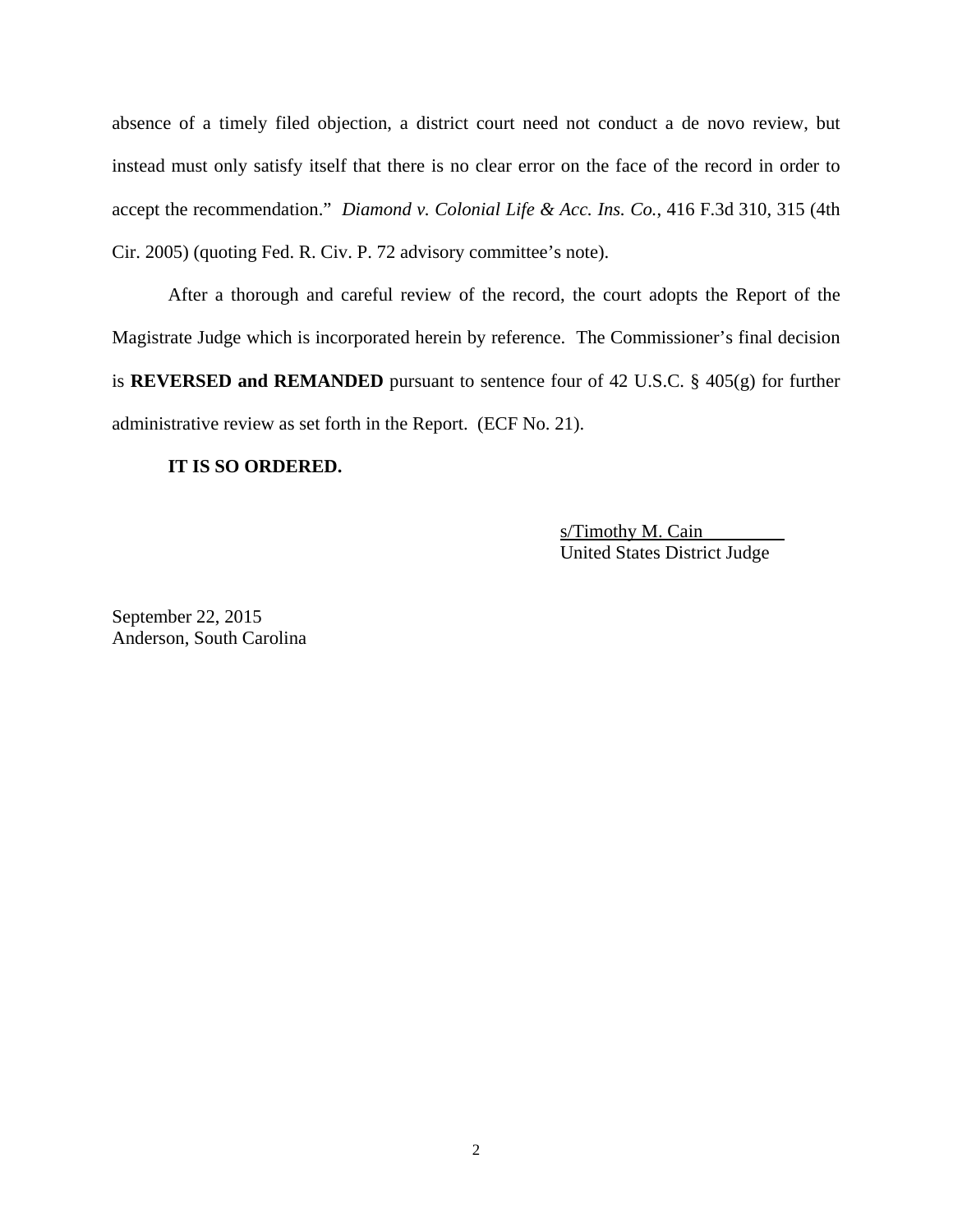absence of a timely filed objection, a district court need not conduct a de novo review, but instead must only satisfy itself that there is no clear error on the face of the record in order to accept the recommendation." *Diamond v. Colonial Life & Acc. Ins. Co.*, 416 F.3d 310, 315 (4th Cir. 2005) (quoting Fed. R. Civ. P. 72 advisory committee's note).

After a thorough and careful review of the record, the court adopts the Report of the Magistrate Judge which is incorporated herein by reference. The Commissioner's final decision is **REVERSED and REMANDED** pursuant to sentence four of 42 U.S.C. § 405(g) for further administrative review as set forth in the Report. (ECF No. 21).

**IT IS SO ORDERED.**

s/Timothy M. Cain
United States District Judge

September 22, 2015
Anderson, South Carolina